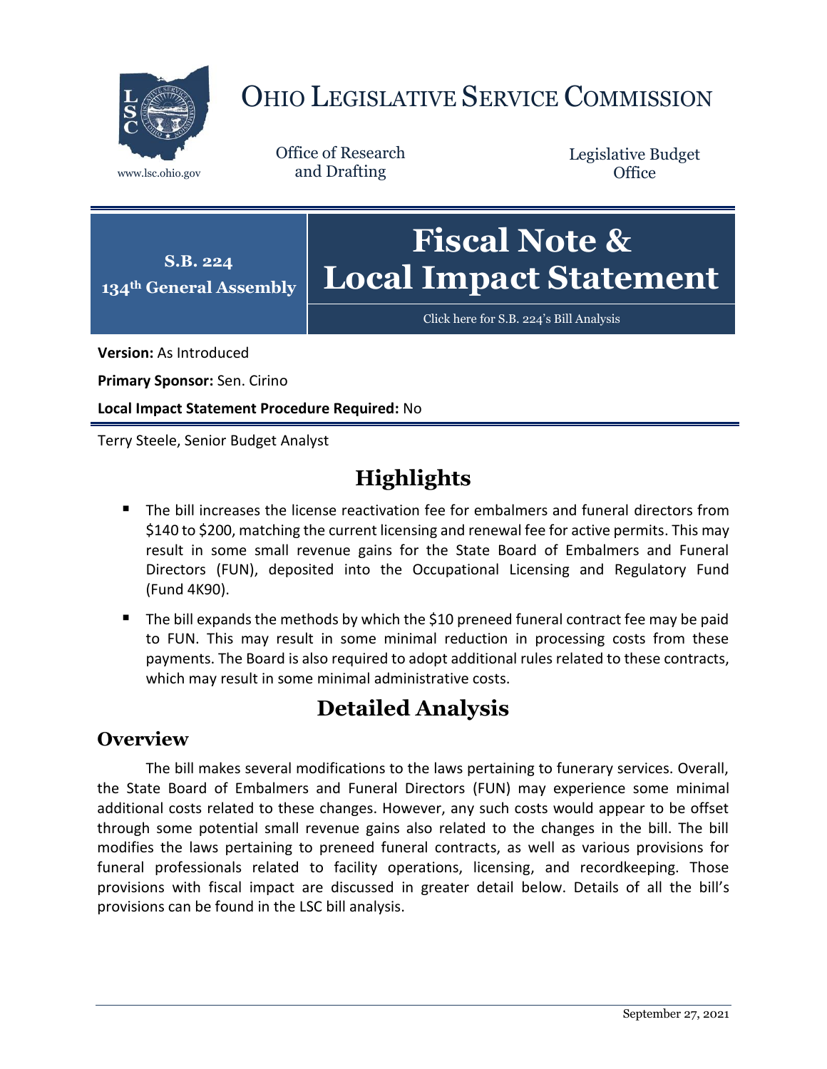# OHIO LEGISLATIVE SERVICE COMMISSION

www.lsc.ohio.gov

Office of Research and Drafting

Legislative Budget Office

**S.B. 224**
**134th General Assembly**

# Fiscal Note & Local Impact Statement

Click here for S.B. 224's Bill Analysis

**Version:** As Introduced

**Primary Sponsor:** Sen. Cirino

**Local Impact Statement Procedure Required:** No

Terry Steele, Senior Budget Analyst

## Highlights

- The bill increases the license reactivation fee for embalmers and funeral directors from $140 to $200, matching the current licensing and renewal fee for active permits. This may result in some small revenue gains for the State Board of Embalmers and Funeral Directors (FUN), deposited into the Occupational Licensing and Regulatory Fund (Fund 4K90).
- The bill expands the methods by which the $10 preneed funeral contract fee may be paid to FUN. This may result in some minimal reduction in processing costs from these payments. The Board is also required to adopt additional rules related to these contracts, which may result in some minimal administrative costs.

## Detailed Analysis

### Overview

The bill makes several modifications to the laws pertaining to funerary services. Overall, the State Board of Embalmers and Funeral Directors (FUN) may experience some minimal additional costs related to these changes. However, any such costs would appear to be offset through some potential small revenue gains also related to the changes in the bill. The bill modifies the laws pertaining to preneed funeral contracts, as well as various provisions for funeral professionals related to facility operations, licensing, and recordkeeping. Those provisions with fiscal impact are discussed in greater detail below. Details of all the bill's provisions can be found in the LSC bill analysis.

September 27, 2021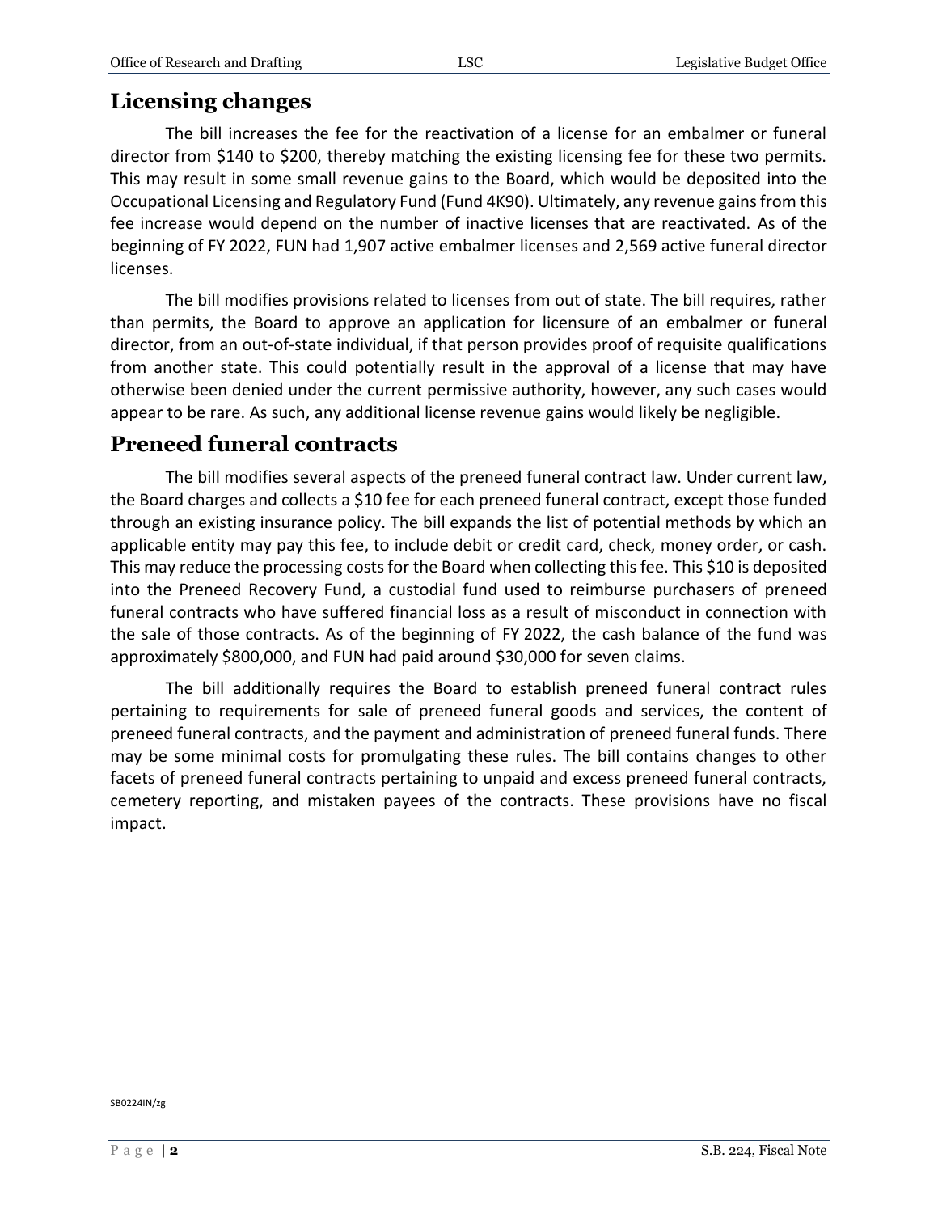## Licensing changes

The bill increases the fee for the reactivation of a license for an embalmer or funeral director from $140 to $200, thereby matching the existing licensing fee for these two permits. This may result in some small revenue gains to the Board, which would be deposited into the Occupational Licensing and Regulatory Fund (Fund 4K90). Ultimately, any revenue gains from this fee increase would depend on the number of inactive licenses that are reactivated. As of the beginning of FY 2022, FUN had 1,907 active embalmer licenses and 2,569 active funeral director licenses.

The bill modifies provisions related to licenses from out of state. The bill requires, rather than permits, the Board to approve an application for licensure of an embalmer or funeral director, from an out-of-state individual, if that person provides proof of requisite qualifications from another state. This could potentially result in the approval of a license that may have otherwise been denied under the current permissive authority, however, any such cases would appear to be rare. As such, any additional license revenue gains would likely be negligible.

## Preneed funeral contracts

The bill modifies several aspects of the preneed funeral contract law. Under current law, the Board charges and collects a $10 fee for each preneed funeral contract, except those funded through an existing insurance policy. The bill expands the list of potential methods by which an applicable entity may pay this fee, to include debit or credit card, check, money order, or cash. This may reduce the processing costs for the Board when collecting this fee. This $10 is deposited into the Preneed Recovery Fund, a custodial fund used to reimburse purchasers of preneed funeral contracts who have suffered financial loss as a result of misconduct in connection with the sale of those contracts. As of the beginning of FY 2022, the cash balance of the fund was approximately $800,000, and FUN had paid around $30,000 for seven claims.

The bill additionally requires the Board to establish preneed funeral contract rules pertaining to requirements for sale of preneed funeral goods and services, the content of preneed funeral contracts, and the payment and administration of preneed funeral funds. There may be some minimal costs for promulgating these rules. The bill contains changes to other facets of preneed funeral contracts pertaining to unpaid and excess preneed funeral contracts, cemetery reporting, and mistaken payees of the contracts. These provisions have no fiscal impact.

SB0224IN/zg